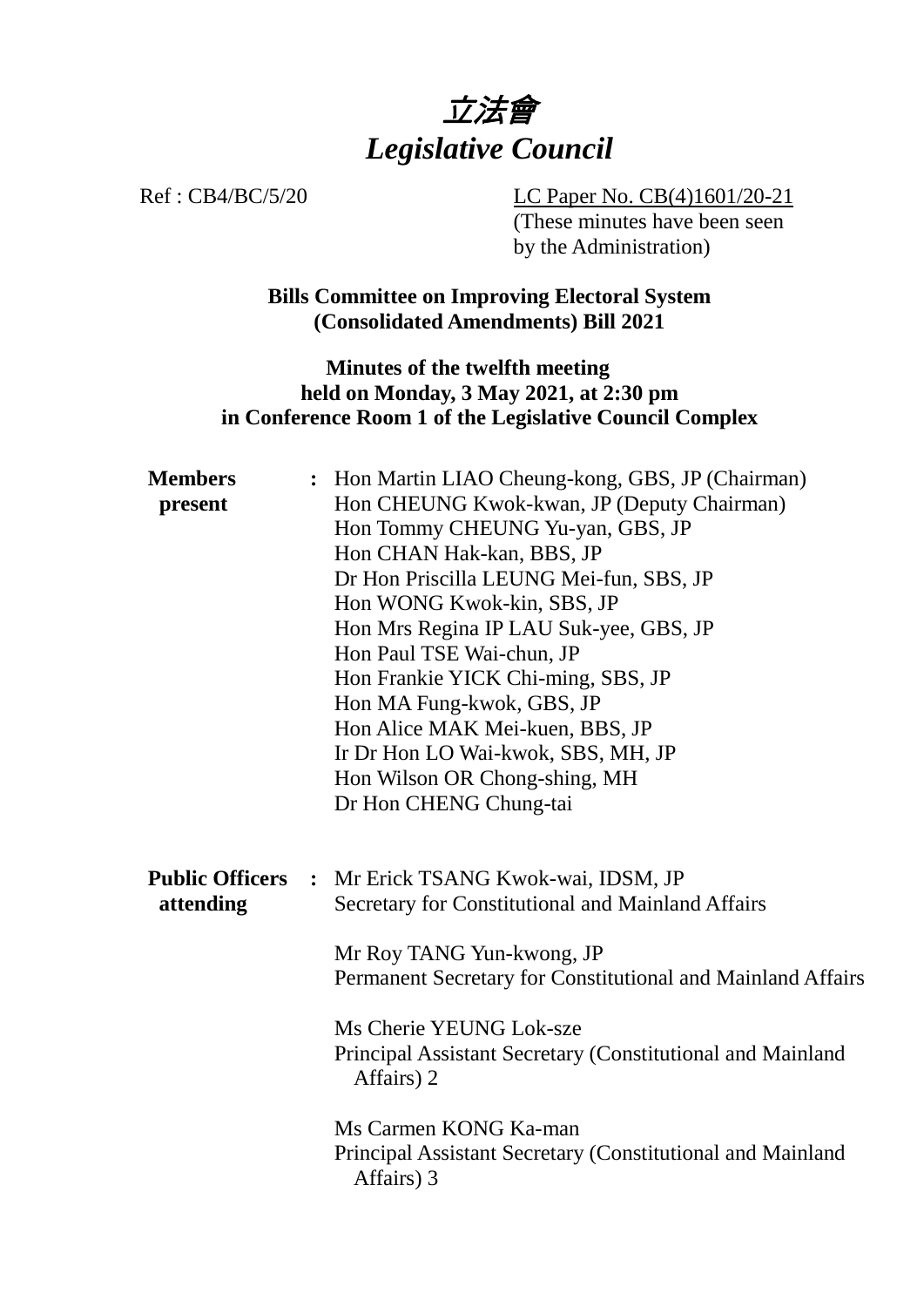# *立法會*
# *Legislative Council*

Ref : CB4/BC/5/20

LC Paper No. CB(4)1601/20-21
(These minutes have been seen by the Administration)

**Bills Committee on Improving Electoral System (Consolidated Amendments) Bill 2021**

**Minutes of the twelfth meeting held on Monday, 3 May 2021, at 2:30 pm in Conference Room 1 of the Legislative Council Complex**

**Members present** :
Hon Martin LIAO Cheung-kong, GBS, JP (Chairman)
Hon CHEUNG Kwok-kwan, JP (Deputy Chairman)
Hon Tommy CHEUNG Yu-yan, GBS, JP
Hon CHAN Hak-kan, BBS, JP
Dr Hon Priscilla LEUNG Mei-fun, SBS, JP
Hon WONG Kwok-kin, SBS, JP
Hon Mrs Regina IP LAU Suk-yee, GBS, JP
Hon Paul TSE Wai-chun, JP
Hon Frankie YICK Chi-ming, SBS, JP
Hon MA Fung-kwok, GBS, JP
Hon Alice MAK Mei-kuen, BBS, JP
Ir Dr Hon LO Wai-kwok, SBS, MH, JP
Hon Wilson OR Chong-shing, MH
Dr Hon CHENG Chung-tai

**Public Officers attending** :
Mr Erick TSANG Kwok-wai, IDSM, JP
Secretary for Constitutional and Mainland Affairs

Mr Roy TANG Yun-kwong, JP
Permanent Secretary for Constitutional and Mainland Affairs

Ms Cherie YEUNG Lok-sze
Principal Assistant Secretary (Constitutional and Mainland Affairs) 2

Ms Carmen KONG Ka-man
Principal Assistant Secretary (Constitutional and Mainland Affairs) 3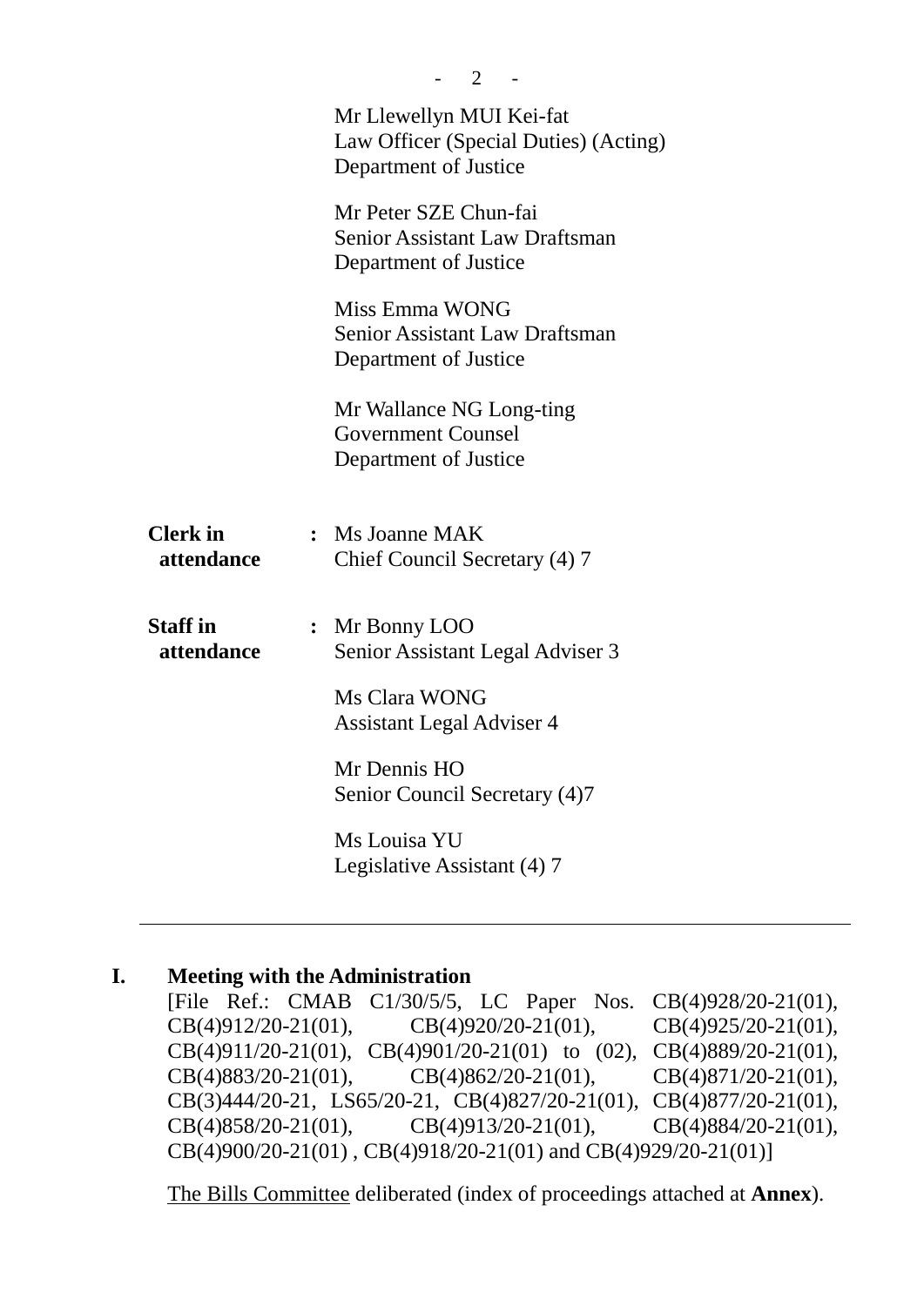Mr Llewellyn MUI Kei-fat
Law Officer (Special Duties) (Acting)
Department of Justice

Mr Peter SZE Chun-fai
Senior Assistant Law Draftsman
Department of Justice

Miss Emma WONG
Senior Assistant Law Draftsman
Department of Justice

Mr Wallance NG Long-ting
Government Counsel
Department of Justice

**Clerk in attendance** : Ms Joanne MAK
Chief Council Secretary (4) 7

**Staff in attendance** : Mr Bonny LOO
Senior Assistant Legal Adviser 3

Ms Clara WONG
Assistant Legal Adviser 4

Mr Dennis HO
Senior Council Secretary (4)7

Ms Louisa YU
Legislative Assistant (4) 7

---

## I. Meeting with the Administration

[File Ref.: CMAB C1/30/5/5, LC Paper Nos. CB(4)928/20-21(01), CB(4)912/20-21(01), CB(4)920/20-21(01), CB(4)925/20-21(01), CB(4)911/20-21(01), CB(4)901/20-21(01) to (02), CB(4)889/20-21(01), CB(4)883/20-21(01), CB(4)862/20-21(01), CB(4)871/20-21(01), CB(3)444/20-21, LS65/20-21, CB(4)827/20-21(01), CB(4)877/20-21(01), CB(4)858/20-21(01), CB(4)913/20-21(01), CB(4)884/20-21(01), CB(4)900/20-21(01) , CB(4)918/20-21(01) and CB(4)929/20-21(01)]

The Bills Committee deliberated (index of proceedings attached at **Annex**).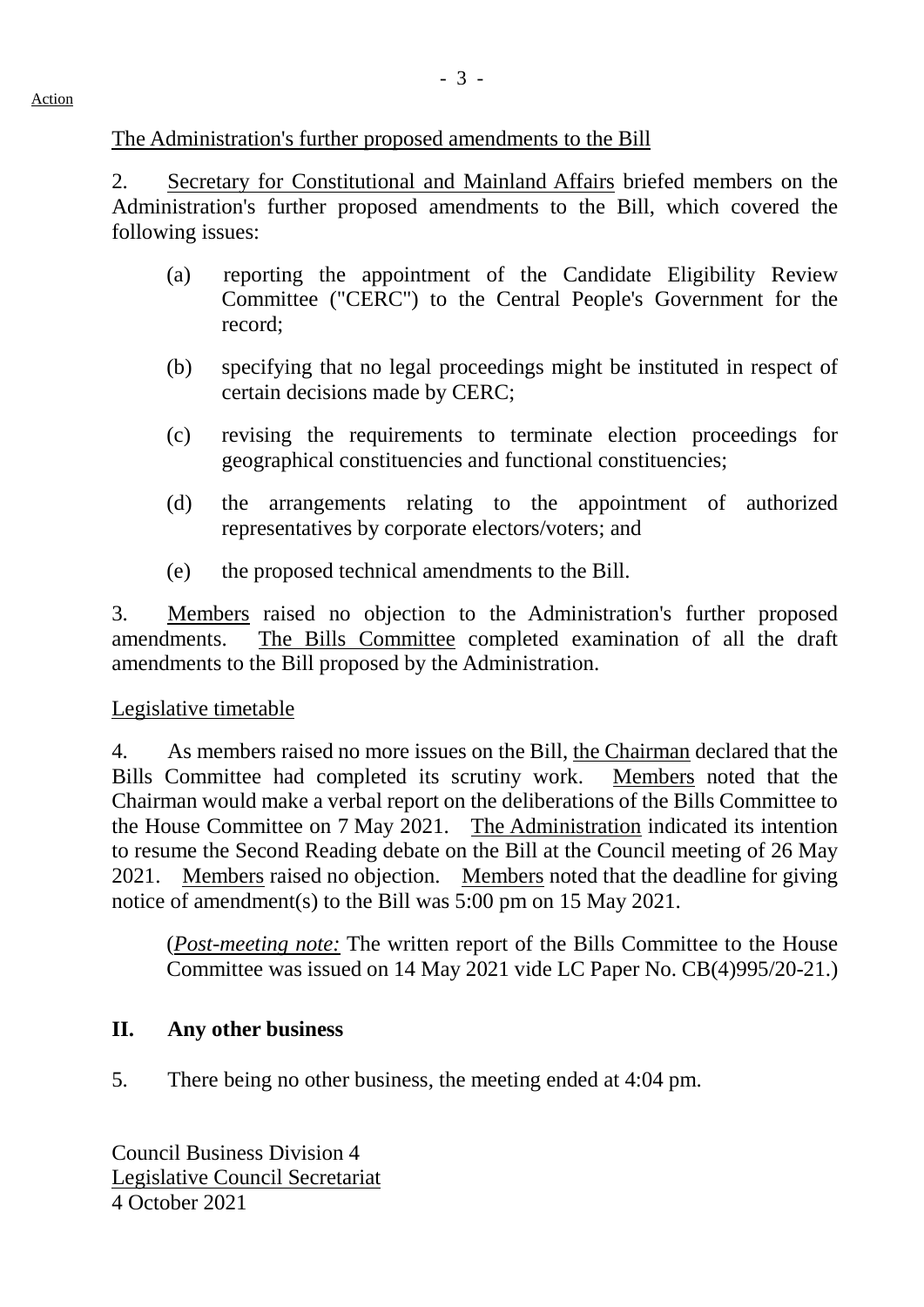The Administration's further proposed amendments to the Bill

2. Secretary for Constitutional and Mainland Affairs briefed members on the Administration's further proposed amendments to the Bill, which covered the following issues:

- (a) reporting the appointment of the Candidate Eligibility Review Committee ("CERC") to the Central People's Government for the record;
- (b) specifying that no legal proceedings might be instituted in respect of certain decisions made by CERC;
- (c) revising the requirements to terminate election proceedings for geographical constituencies and functional constituencies;
- (d) the arrangements relating to the appointment of authorized representatives by corporate electors/voters; and
- (e) the proposed technical amendments to the Bill.

3. Members raised no objection to the Administration's further proposed amendments. The Bills Committee completed examination of all the draft amendments to the Bill proposed by the Administration.

Legislative timetable

4. As members raised no more issues on the Bill, the Chairman declared that the Bills Committee had completed its scrutiny work. Members noted that the Chairman would make a verbal report on the deliberations of the Bills Committee to the House Committee on 7 May 2021. The Administration indicated its intention to resume the Second Reading debate on the Bill at the Council meeting of 26 May 2021. Members raised no objection. Members noted that the deadline for giving notice of amendment(s) to the Bill was 5:00 pm on 15 May 2021.

(*Post-meeting note:* The written report of the Bills Committee to the House Committee was issued on 14 May 2021 vide LC Paper No. CB(4)995/20-21.)

## II. Any other business

5. There being no other business, the meeting ended at 4:04 pm.

Council Business Division 4
Legislative Council Secretariat
4 October 2021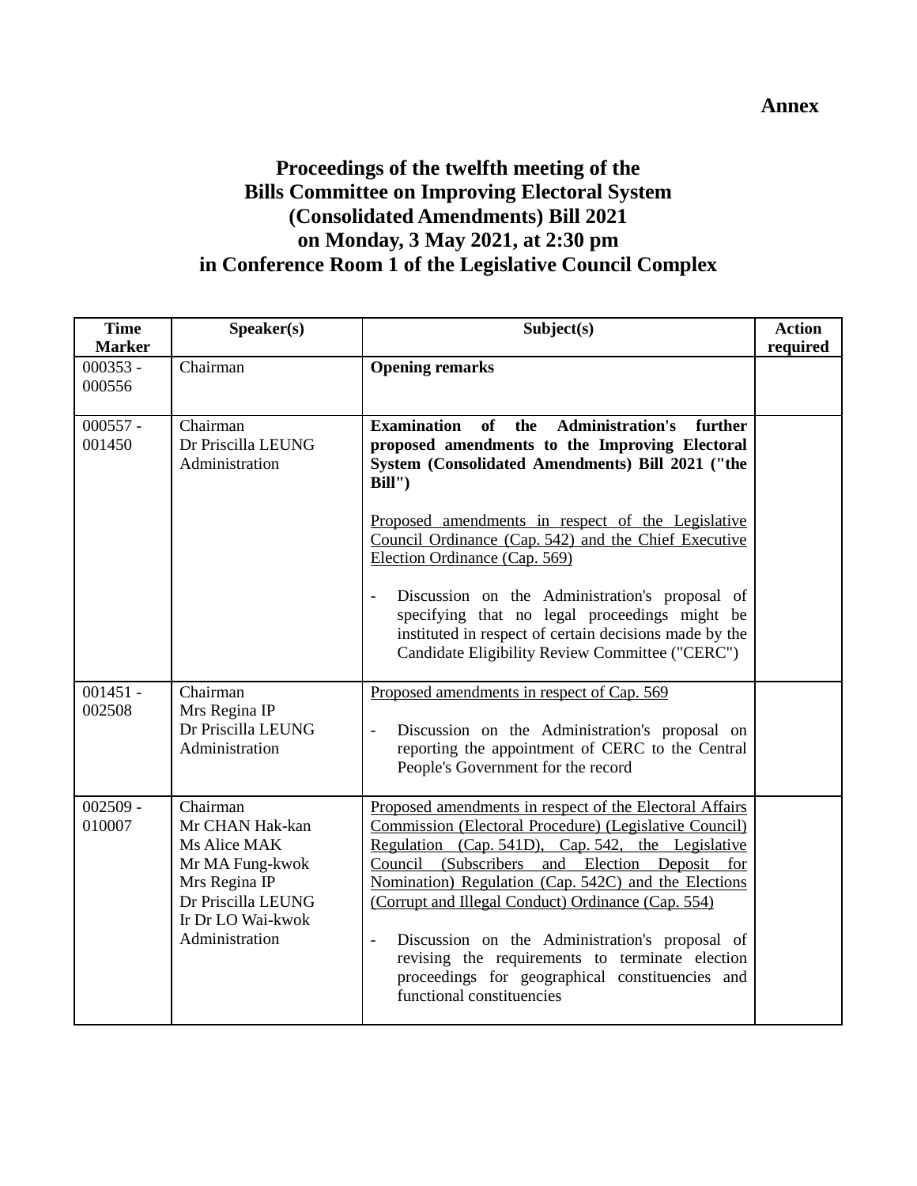**Annex**

# Proceedings of the twelfth meeting of the Bills Committee on Improving Electoral System (Consolidated Amendments) Bill 2021 on Monday, 3 May 2021, at 2:30 pm in Conference Room 1 of the Legislative Council Complex

| Time Marker | Speaker(s) | Subject(s) | Action required |
|---|---|---|---|
| 000353 - 000556 | Chairman | **Opening remarks** | |
| 000557 - 001450 | Chairman<br>Dr Priscilla LEUNG<br>Administration | **Examination of the Administration's further proposed amendments to the Improving Electoral System (Consolidated Amendments) Bill 2021 ("the Bill")**<br><br><u>Proposed amendments in respect of the Legislative Council Ordinance (Cap. 542) and the Chief Executive Election Ordinance (Cap. 569)</u><br><br>- Discussion on the Administration's proposal of specifying that no legal proceedings might be instituted in respect of certain decisions made by the Candidate Eligibility Review Committee ("CERC") | |
| 001451 - 002508 | Chairman<br>Mrs Regina IP<br>Dr Priscilla LEUNG<br>Administration | <u>Proposed amendments in respect of Cap. 569</u><br><br>- Discussion on the Administration's proposal on reporting the appointment of CERC to the Central People's Government for the record | |
| 002509 - 010007 | Chairman<br>Mr CHAN Hak-kan<br>Ms Alice MAK<br>Mr MA Fung-kwok<br>Mrs Regina IP<br>Dr Priscilla LEUNG<br>Ir Dr LO Wai-kwok<br>Administration | <u>Proposed amendments in respect of the Electoral Affairs Commission (Electoral Procedure) (Legislative Council) Regulation (Cap. 541D), Cap. 542, the Legislative Council (Subscribers and Election Deposit for Nomination) Regulation (Cap. 542C) and the Elections (Corrupt and Illegal Conduct) Ordinance (Cap. 554)</u><br><br>- Discussion on the Administration's proposal of revising the requirements to terminate election proceedings for geographical constituencies and functional constituencies | |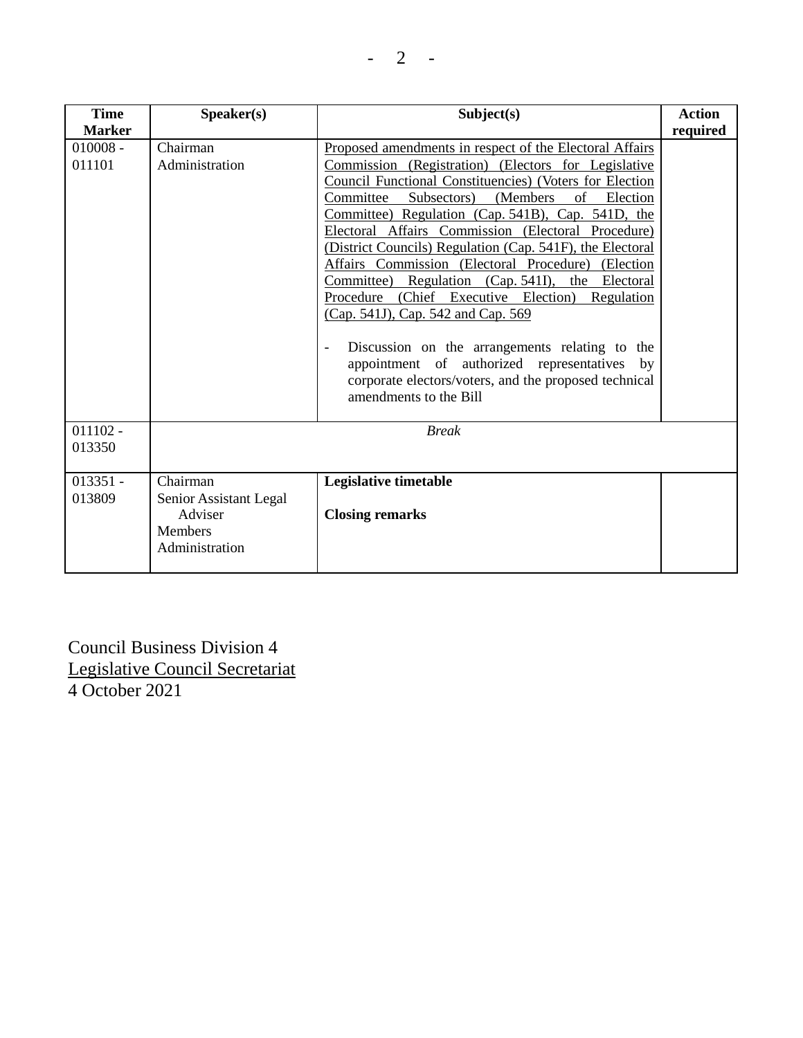| Time Marker | Speaker(s) | Subject(s) | Action required |
| --- | --- | --- | --- |
| 010008 - 011101 | Chairman<br>Administration | Proposed amendments in respect of the Electoral Affairs Commission (Registration) (Electors for Legislative Council Functional Constituencies) (Voters for Election Committee Subsectors) (Members of Election Committee) Regulation (Cap. 541B), Cap. 541D, the Electoral Affairs Commission (Electoral Procedure) (District Councils) Regulation (Cap. 541F), the Electoral Affairs Commission (Electoral Procedure) (Election Committee) Regulation (Cap. 541I), the Electoral Procedure (Chief Executive Election) Regulation (Cap. 541J), Cap. 542 and Cap. 569<br><br>- Discussion on the arrangements relating to the appointment of authorized representatives by corporate electors/voters, and the proposed technical amendments to the Bill | |
| 011102 - 013350 | *Break* | | |
| 013351 - 013809 | Chairman<br>Senior Assistant Legal Adviser<br>Members<br>Administration | **Legislative timetable**<br><br>**Closing remarks** | |

Council Business Division 4
Legislative Council Secretariat
4 October 2021